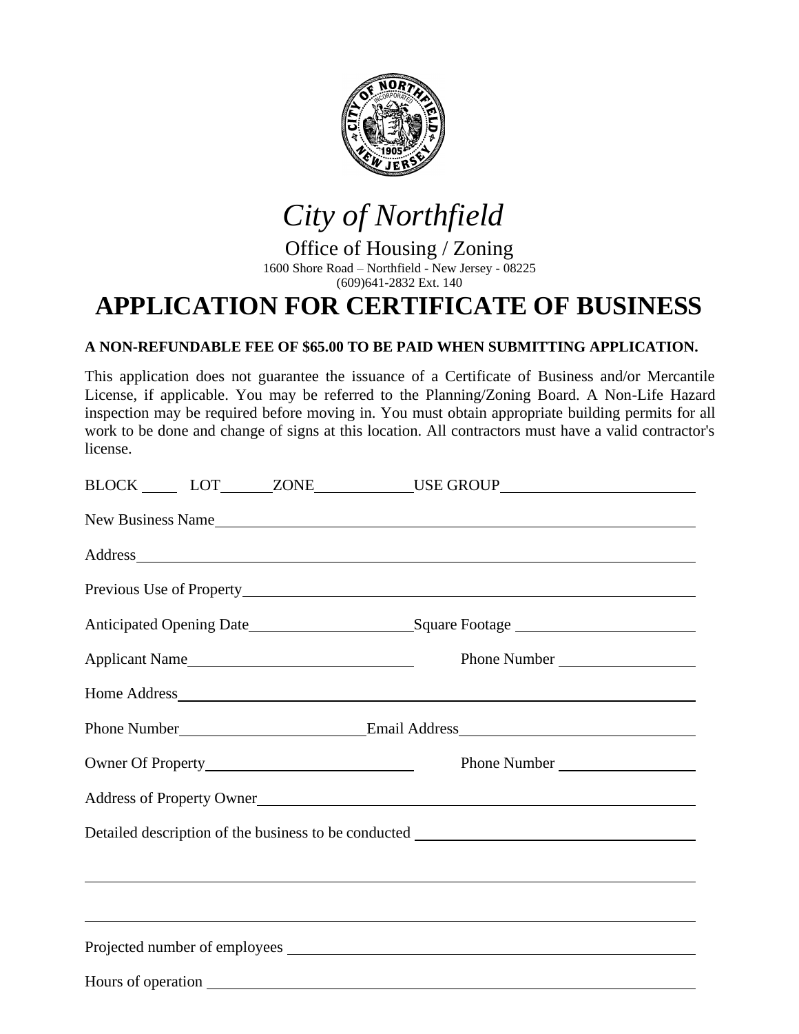# City of Northfield

## Office of Housing / Zoning

1600 Shore Road – Northfield - New Jersey - 08225
(609)641-2832 Ext. 140

# APPLICATION FOR CERTIFICATE OF BUSINESS

**A NON-REFUNDABLE FEE OF $65.00 TO BE PAID WHEN SUBMITTING APPLICATION.**

This application does not guarantee the issuance of a Certificate of Business and/or Mercantile License, if applicable. You may be referred to the Planning/Zoning Board. A Non-Life Hazard inspection may be required before moving in. You must obtain appropriate building permits for all work to be done and change of signs at this location. All contractors must have a valid contractor's license.

BLOCK _____ LOT _______ ZONE _____________ USE GROUP _________________________

New Business Name ______________________________________________________________

Address ________________________________________________________________________

Previous Use of Property ________________________________________________________

Anticipated Opening Date ______________________ Square Footage ________________________

Applicant Name ______________________________ Phone Number __________________

Home Address ___________________________________________________________________

Phone Number ________________________ Email Address ______________________________

Owner Of Property ___________________________ Phone Number __________________

Address of Property Owner ______________________________________________________

Detailed description of the business to be conducted ____________________________________

_______________________________________________________________________________

_______________________________________________________________________________

Projected number of employees __________________________________________________

Hours of operation _____________________________________________________________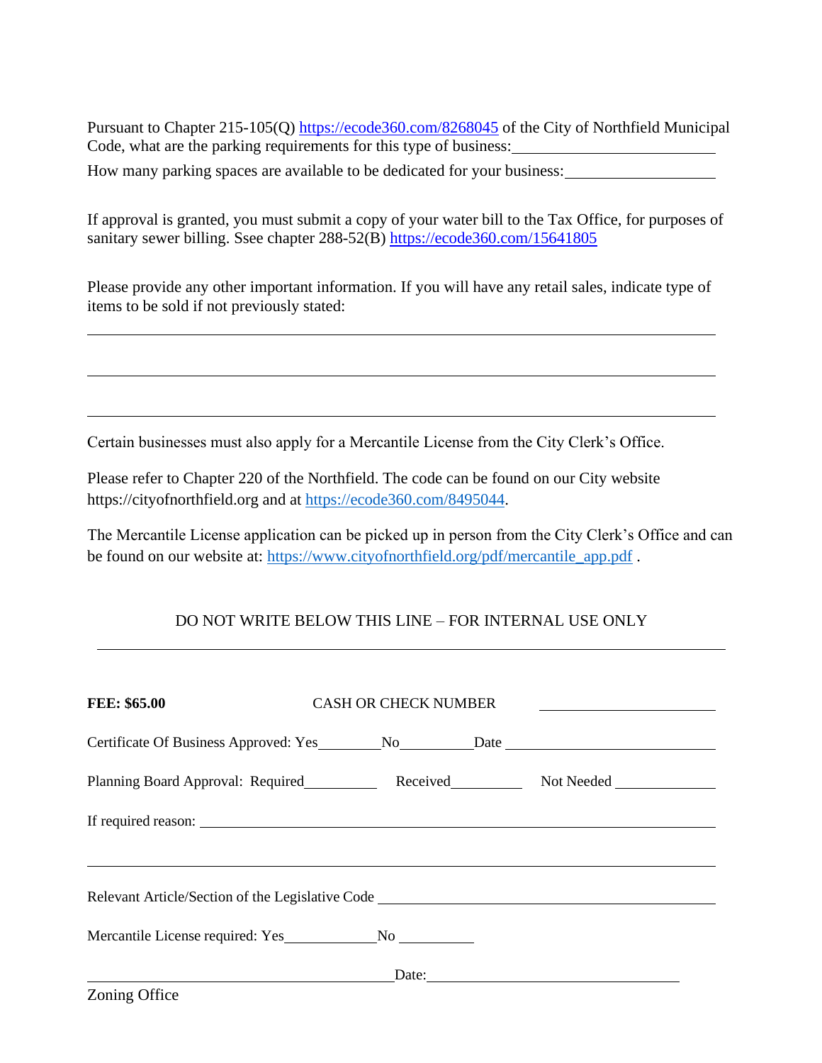Pursuant to Chapter 215-105(Q) https://ecode360.com/8268045 of the City of Northfield Municipal Code, what are the parking requirements for this type of business: ____________________

How many parking spaces are available to be dedicated for your business: ____________________

If approval is granted, you must submit a copy of your water bill to the Tax Office, for purposes of sanitary sewer billing. Ssee chapter 288-52(B) https://ecode360.com/15641805

Please provide any other important information. If you will have any retail sales, indicate type of items to be sold if not previously stated:

______________________________________________________________________________

______________________________________________________________________________

______________________________________________________________________________

Certain businesses must also apply for a Mercantile License from the City Clerk's Office.

Please refer to Chapter 220 of the Northfield. The code can be found on our City website https://cityofnorthfield.org and at https://ecode360.com/8495044.

The Mercantile License application can be picked up in person from the City Clerk's Office and can be found on our website at: https://www.cityofnorthfield.org/pdf/mercantile_app.pdf .

DO NOT WRITE BELOW THIS LINE – FOR INTERNAL USE ONLY

---

**FEE: $65.00** CASH OR CHECK NUMBER ____________________

Certificate Of Business Approved: Yes________ No__________ Date ____________________

Planning Board Approval: Required__________ Received__________ Not Needed __________

If required reason: ______________________________________________________________

______________________________________________________________________________

Relevant Article/Section of the Legislative Code ________________________________________

Mercantile License required: Yes____________ No __________

________________________________________ Date: ______________________________

Zoning Office